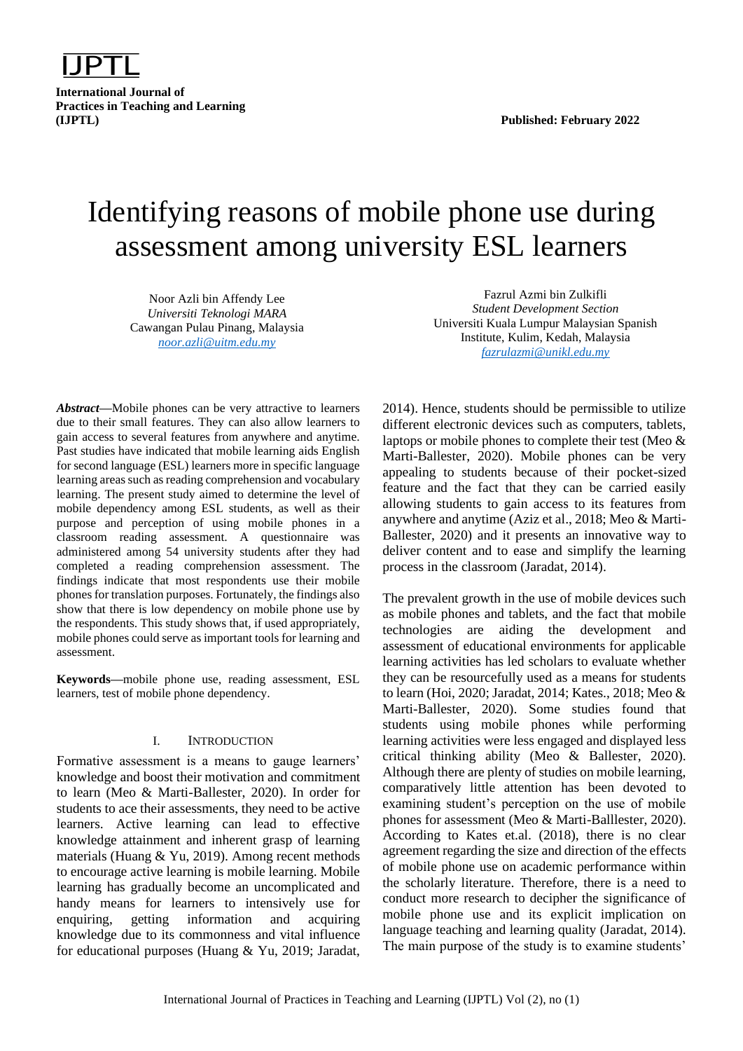IJPTL

**International Journal of Practices in Teaching and Learning (IJPTL)**

**Published: February 2022**

# Identifying reasons of mobile phone use during assessment among university ESL learners

Noor Azli bin Affendy Lee
*Universiti Teknologi MARA*
Cawangan Pulau Pinang, Malaysia
*noor.azli@uitm.edu.my*

Fazrul Azmi bin Zulkifli
*Student Development Section*
Universiti Kuala Lumpur Malaysian Spanish Institute, Kulim, Kedah, Malaysia
*fazrulazmi@unikl.edu.my*

***Abstract*****—**Mobile phones can be very attractive to learners due to their small features. They can also allow learners to gain access to several features from anywhere and anytime. Past studies have indicated that mobile learning aids English for second language (ESL) learners more in specific language learning areas such as reading comprehension and vocabulary learning. The present study aimed to determine the level of mobile dependency among ESL students, as well as their purpose and perception of using mobile phones in a classroom reading assessment. A questionnaire was administered among 54 university students after they had completed a reading comprehension assessment. The findings indicate that most respondents use their mobile phones for translation purposes. Fortunately, the findings also show that there is low dependency on mobile phone use by the respondents. This study shows that, if used appropriately, mobile phones could serve as important tools for learning and assessment.

**Keywords**—mobile phone use, reading assessment, ESL learners, test of mobile phone dependency.

## I. Introduction

Formative assessment is a means to gauge learners' knowledge and boost their motivation and commitment to learn (Meo & Marti-Ballester, 2020). In order for students to ace their assessments, they need to be active learners. Active learning can lead to effective knowledge attainment and inherent grasp of learning materials (Huang & Yu, 2019). Among recent methods to encourage active learning is mobile learning. Mobile learning has gradually become an uncomplicated and handy means for learners to intensively use for enquiring, getting information and acquiring knowledge due to its commonness and vital influence for educational purposes (Huang & Yu, 2019; Jaradat, 2014). Hence, students should be permissible to utilize different electronic devices such as computers, tablets, laptops or mobile phones to complete their test (Meo & Marti-Ballester, 2020). Mobile phones can be very appealing to students because of their pocket-sized feature and the fact that they can be carried easily allowing students to gain access to its features from anywhere and anytime (Aziz et al., 2018; Meo & Marti-Ballester, 2020) and it presents an innovative way to deliver content and to ease and simplify the learning process in the classroom (Jaradat, 2014).

The prevalent growth in the use of mobile devices such as mobile phones and tablets, and the fact that mobile technologies are aiding the development and assessment of educational environments for applicable learning activities has led scholars to evaluate whether they can be resourcefully used as a means for students to learn (Hoi, 2020; Jaradat, 2014; Kates., 2018; Meo & Marti-Ballester, 2020). Some studies found that students using mobile phones while performing learning activities were less engaged and displayed less critical thinking ability (Meo & Ballester, 2020). Although there are plenty of studies on mobile learning, comparatively little attention has been devoted to examining student's perception on the use of mobile phones for assessment (Meo & Marti-Balllester, 2020). According to Kates et.al. (2018), there is no clear agreement regarding the size and direction of the effects of mobile phone use on academic performance within the scholarly literature. Therefore, there is a need to conduct more research to decipher the significance of mobile phone use and its explicit implication on language teaching and learning quality (Jaradat, 2014). The main purpose of the study is to examine students'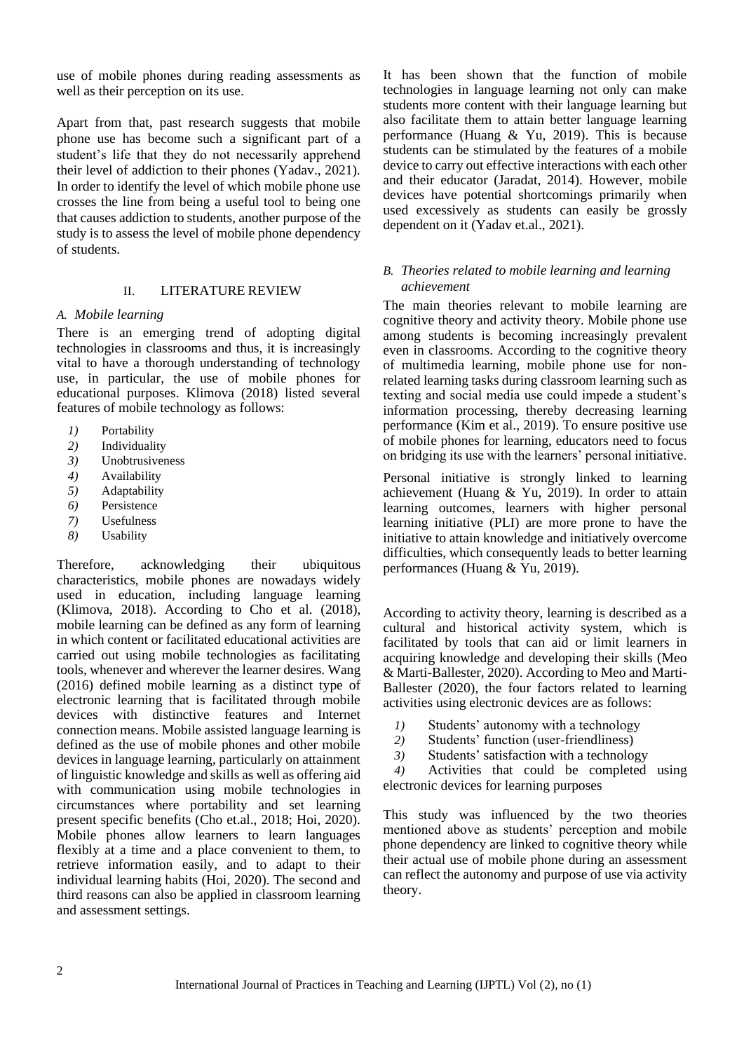use of mobile phones during reading assessments as well as their perception on its use.

Apart from that, past research suggests that mobile phone use has become such a significant part of a student's life that they do not necessarily apprehend their level of addiction to their phones (Yadav., 2021). In order to identify the level of which mobile phone use crosses the line from being a useful tool to being one that causes addiction to students, another purpose of the study is to assess the level of mobile phone dependency of students.

## II. LITERATURE REVIEW

### *A. Mobile learning*

There is an emerging trend of adopting digital technologies in classrooms and thus, it is increasingly vital to have a thorough understanding of technology use, in particular, the use of mobile phones for educational purposes. Klimova (2018) listed several features of mobile technology as follows:

1) Portability
2) Individuality
3) Unobtrusiveness
4) Availability
5) Adaptability
6) Persistence
7) Usefulness
8) Usability

Therefore, acknowledging their ubiquitous characteristics, mobile phones are nowadays widely used in education, including language learning (Klimova, 2018). According to Cho et al. (2018), mobile learning can be defined as any form of learning in which content or facilitated educational activities are carried out using mobile technologies as facilitating tools, whenever and wherever the learner desires. Wang (2016) defined mobile learning as a distinct type of electronic learning that is facilitated through mobile devices with distinctive features and Internet connection means. Mobile assisted language learning is defined as the use of mobile phones and other mobile devices in language learning, particularly on attainment of linguistic knowledge and skills as well as offering aid with communication using mobile technologies in circumstances where portability and set learning present specific benefits (Cho et.al., 2018; Hoi, 2020). Mobile phones allow learners to learn languages flexibly at a time and a place convenient to them, to retrieve information easily, and to adapt to their individual learning habits (Hoi, 2020). The second and third reasons can also be applied in classroom learning and assessment settings.

It has been shown that the function of mobile technologies in language learning not only can make students more content with their language learning but also facilitate them to attain better language learning performance (Huang & Yu, 2019). This is because students can be stimulated by the features of a mobile device to carry out effective interactions with each other and their educator (Jaradat, 2014). However, mobile devices have potential shortcomings primarily when used excessively as students can easily be grossly dependent on it (Yadav et.al., 2021).

### *B. Theories related to mobile learning and learning achievement*

The main theories relevant to mobile learning are cognitive theory and activity theory. Mobile phone use among students is becoming increasingly prevalent even in classrooms. According to the cognitive theory of multimedia learning, mobile phone use for non-related learning tasks during classroom learning such as texting and social media use could impede a student's information processing, thereby decreasing learning performance (Kim et al., 2019). To ensure positive use of mobile phones for learning, educators need to focus on bridging its use with the learners' personal initiative.

Personal initiative is strongly linked to learning achievement (Huang & Yu, 2019). In order to attain learning outcomes, learners with higher personal learning initiative (PLI) are more prone to have the initiative to attain knowledge and initiatively overcome difficulties, which consequently leads to better learning performances (Huang & Yu, 2019).

According to activity theory, learning is described as a cultural and historical activity system, which is facilitated by tools that can aid or limit learners in acquiring knowledge and developing their skills (Meo & Marti-Ballester, 2020). According to Meo and Marti-Ballester (2020), the four factors related to learning activities using electronic devices are as follows:

1) Students' autonomy with a technology
2) Students' function (user-friendliness)
3) Students' satisfaction with a technology
4) Activities that could be completed using electronic devices for learning purposes

This study was influenced by the two theories mentioned above as students' perception and mobile phone dependency are linked to cognitive theory while their actual use of mobile phone during an assessment can reflect the autonomy and purpose of use via activity theory.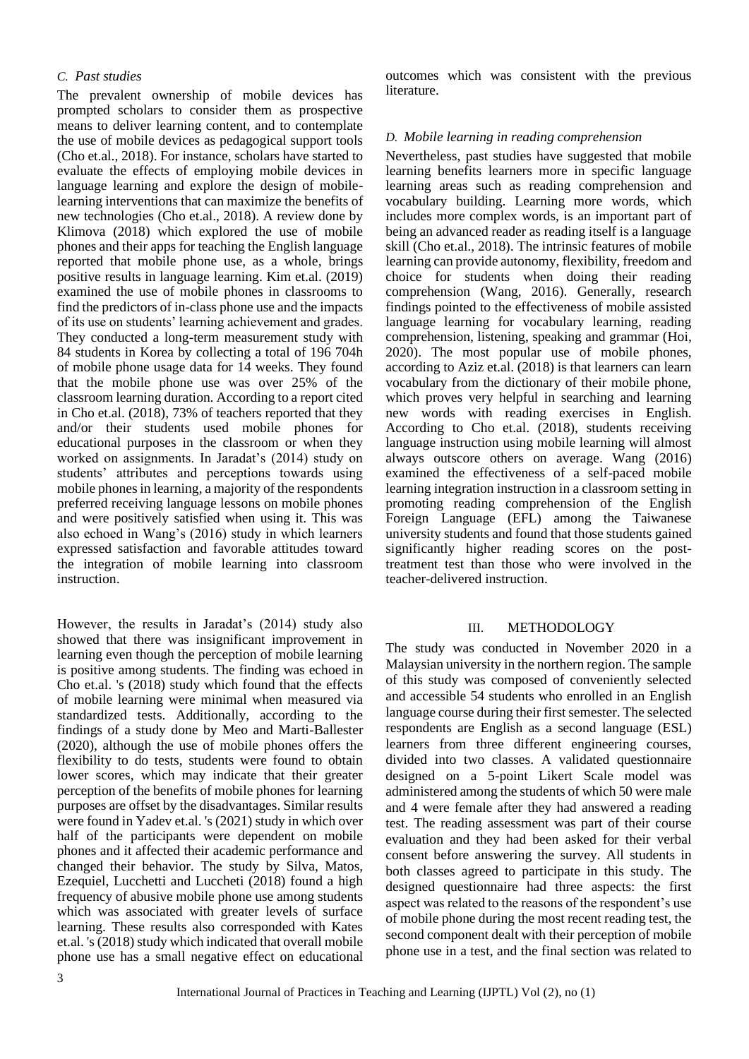### C. Past studies

The prevalent ownership of mobile devices has prompted scholars to consider them as prospective means to deliver learning content, and to contemplate the use of mobile devices as pedagogical support tools (Cho et.al., 2018). For instance, scholars have started to evaluate the effects of employing mobile devices in language learning and explore the design of mobile-learning interventions that can maximize the benefits of new technologies (Cho et.al., 2018). A review done by Klimova (2018) which explored the use of mobile phones and their apps for teaching the English language reported that mobile phone use, as a whole, brings positive results in language learning. Kim et.al. (2019) examined the use of mobile phones in classrooms to find the predictors of in-class phone use and the impacts of its use on students' learning achievement and grades. They conducted a long-term measurement study with 84 students in Korea by collecting a total of 196 704h of mobile phone usage data for 14 weeks. They found that the mobile phone use was over 25% of the classroom learning duration. According to a report cited in Cho et.al. (2018), 73% of teachers reported that they and/or their students used mobile phones for educational purposes in the classroom or when they worked on assignments. In Jaradat's (2014) study on students' attributes and perceptions towards using mobile phones in learning, a majority of the respondents preferred receiving language lessons on mobile phones and were positively satisfied when using it. This was also echoed in Wang's (2016) study in which learners expressed satisfaction and favorable attitudes toward the integration of mobile learning into classroom instruction.

However, the results in Jaradat's (2014) study also showed that there was insignificant improvement in learning even though the perception of mobile learning is positive among students. The finding was echoed in Cho et.al. 's (2018) study which found that the effects of mobile learning were minimal when measured via standardized tests. Additionally, according to the findings of a study done by Meo and Marti-Ballester (2020), although the use of mobile phones offers the flexibility to do tests, students were found to obtain lower scores, which may indicate that their greater perception of the benefits of mobile phones for learning purposes are offset by the disadvantages. Similar results were found in Yadev et.al. 's (2021) study in which over half of the participants were dependent on mobile phones and it affected their academic performance and changed their behavior. The study by Silva, Matos, Ezequiel, Lucchetti and Luccheti (2018) found a high frequency of abusive mobile phone use among students which was associated with greater levels of surface learning. These results also corresponded with Kates et.al. 's (2018) study which indicated that overall mobile phone use has a small negative effect on educational outcomes which was consistent with the previous literature.

### D. Mobile learning in reading comprehension

Nevertheless, past studies have suggested that mobile learning benefits learners more in specific language learning areas such as reading comprehension and vocabulary building. Learning more words, which includes more complex words, is an important part of being an advanced reader as reading itself is a language skill (Cho et.al., 2018). The intrinsic features of mobile learning can provide autonomy, flexibility, freedom and choice for students when doing their reading comprehension (Wang, 2016). Generally, research findings pointed to the effectiveness of mobile assisted language learning for vocabulary learning, reading comprehension, listening, speaking and grammar (Hoi, 2020). The most popular use of mobile phones, according to Aziz et.al. (2018) is that learners can learn vocabulary from the dictionary of their mobile phone, which proves very helpful in searching and learning new words with reading exercises in English. According to Cho et.al. (2018), students receiving language instruction using mobile learning will almost always outscore others on average. Wang (2016) examined the effectiveness of a self-paced mobile learning integration instruction in a classroom setting in promoting reading comprehension of the English Foreign Language (EFL) among the Taiwanese university students and found that those students gained significantly higher reading scores on the post-treatment test than those who were involved in the teacher-delivered instruction.

## III. METHODOLOGY

The study was conducted in November 2020 in a Malaysian university in the northern region. The sample of this study was composed of conveniently selected and accessible 54 students who enrolled in an English language course during their first semester. The selected respondents are English as a second language (ESL) learners from three different engineering courses, divided into two classes. A validated questionnaire designed on a 5-point Likert Scale model was administered among the students of which 50 were male and 4 were female after they had answered a reading test. The reading assessment was part of their course evaluation and they had been asked for their verbal consent before answering the survey. All students in both classes agreed to participate in this study. The designed questionnaire had three aspects: the first aspect was related to the reasons of the respondent's use of mobile phone during the most recent reading test, the second component dealt with their perception of mobile phone use in a test, and the final section was related to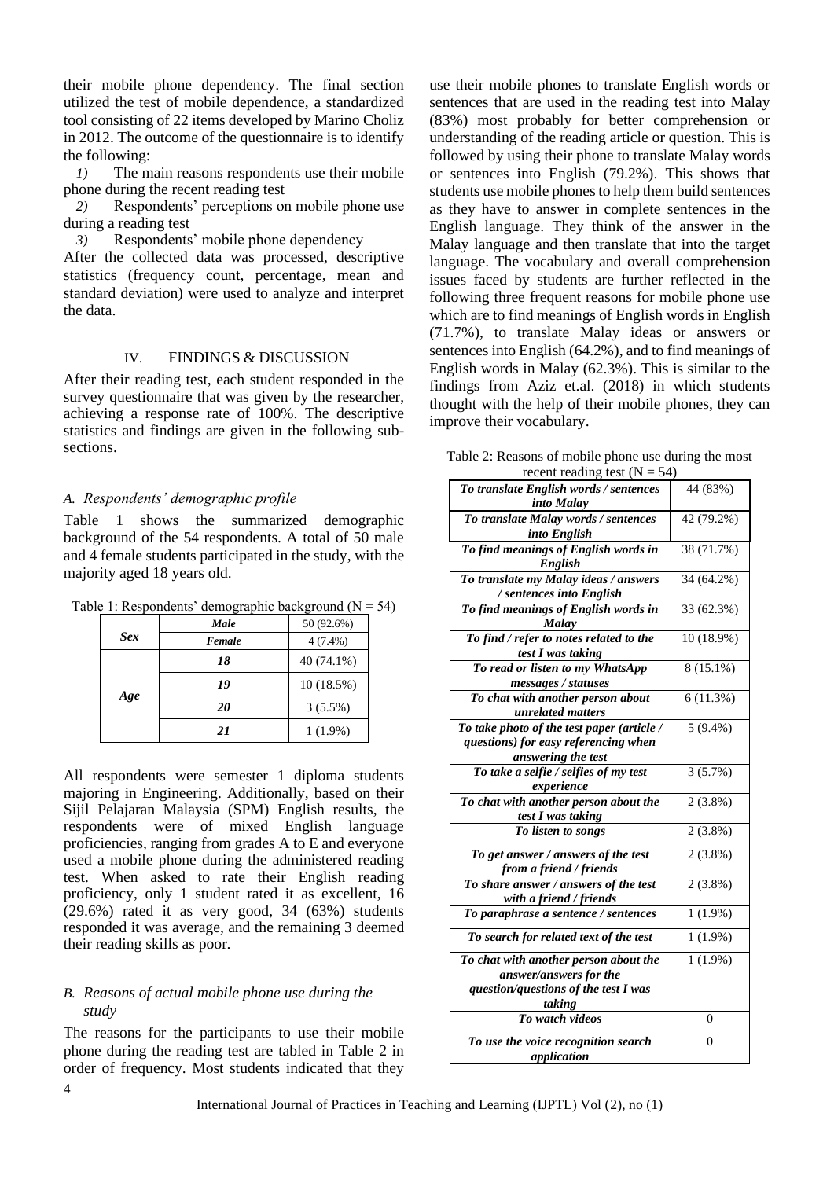their mobile phone dependency. The final section utilized the test of mobile dependence, a standardized tool consisting of 22 items developed by Marino Choliz in 2012. The outcome of the questionnaire is to identify the following:

1) The main reasons respondents use their mobile phone during the recent reading test
2) Respondents' perceptions on mobile phone use during a reading test
3) Respondents' mobile phone dependency

After the collected data was processed, descriptive statistics (frequency count, percentage, mean and standard deviation) were used to analyze and interpret the data.

## IV. FINDINGS & DISCUSSION

After their reading test, each student responded in the survey questionnaire that was given by the researcher, achieving a response rate of 100%. The descriptive statistics and findings are given in the following sub-sections.

### *A. Respondents' demographic profile*

Table 1 shows the summarized demographic background of the 54 respondents. A total of 50 male and 4 female students participated in the study, with the majority aged 18 years old.

Table 1: Respondents' demographic background (N = 54)

| | | |
|---|---|---|
| ***Sex*** | ***Male*** | 50 (92.6%) |
| | ***Female*** | 4 (7.4%) |
| ***Age*** | ***18*** | 40 (74.1%) |
| | ***19*** | 10 (18.5%) |
| | ***20*** | 3 (5.5%) |
| | ***21*** | 1 (1.9%) |

All respondents were semester 1 diploma students majoring in Engineering. Additionally, based on their Sijil Pelajaran Malaysia (SPM) English results, the respondents were of mixed English language proficiencies, ranging from grades A to E and everyone used a mobile phone during the administered reading test. When asked to rate their English reading proficiency, only 1 student rated it as excellent, 16 (29.6%) rated it as very good, 34 (63%) students responded it was average, and the remaining 3 deemed their reading skills as poor.

### *B. Reasons of actual mobile phone use during the study*

The reasons for the participants to use their mobile phone during the reading test are tabled in Table 2 in order of frequency. Most students indicated that they use their mobile phones to translate English words or sentences that are used in the reading test into Malay (83%) most probably for better comprehension or understanding of the reading article or question. This is followed by using their phone to translate Malay words or sentences into English (79.2%). This shows that students use mobile phones to help them build sentences as they have to answer in complete sentences in the English language. They think of the answer in the Malay language and then translate that into the target language. The vocabulary and overall comprehension issues faced by students are further reflected in the following three frequent reasons for mobile phone use which are to find meanings of English words in English (71.7%), to translate Malay ideas or answers or sentences into English (64.2%), and to find meanings of English words in Malay (62.3%). This is similar to the findings from Aziz et.al. (2018) in which students thought with the help of their mobile phones, they can improve their vocabulary.

Table 2: Reasons of mobile phone use during the most recent reading test (N = 54)

| | |
|---|---|
| ***To translate English words / sentences into Malay*** | 44 (83%) |
| ***To translate Malay words / sentences into English*** | 42 (79.2%) |
| ***To find meanings of English words in English*** | 38 (71.7%) |
| ***To translate my Malay ideas / answers / sentences into English*** | 34 (64.2%) |
| ***To find meanings of English words in Malay*** | 33 (62.3%) |
| ***To find / refer to notes related to the test I was taking*** | 10 (18.9%) |
| ***To read or listen to my WhatsApp messages / statuses*** | 8 (15.1%) |
| ***To chat with another person about unrelated matters*** | 6 (11.3%) |
| ***To take photo of the test paper (article / questions) for easy referencing when answering the test*** | 5 (9.4%) |
| ***To take a selfie / selfies of my test experience*** | 3 (5.7%) |
| ***To chat with another person about the test I was taking*** | 2 (3.8%) |
| ***To listen to songs*** | 2 (3.8%) |
| ***To get answer / answers of the test from a friend / friends*** | 2 (3.8%) |
| ***To share answer / answers of the test with a friend / friends*** | 2 (3.8%) |
| ***To paraphrase a sentence / sentences*** | 1 (1.9%) |
| ***To search for related text of the test*** | 1 (1.9%) |
| ***To chat with another person about the answer/answers for the question/questions of the test I was taking*** | 1 (1.9%) |
| ***To watch videos*** | 0 |
| ***To use the voice recognition search application*** | 0 |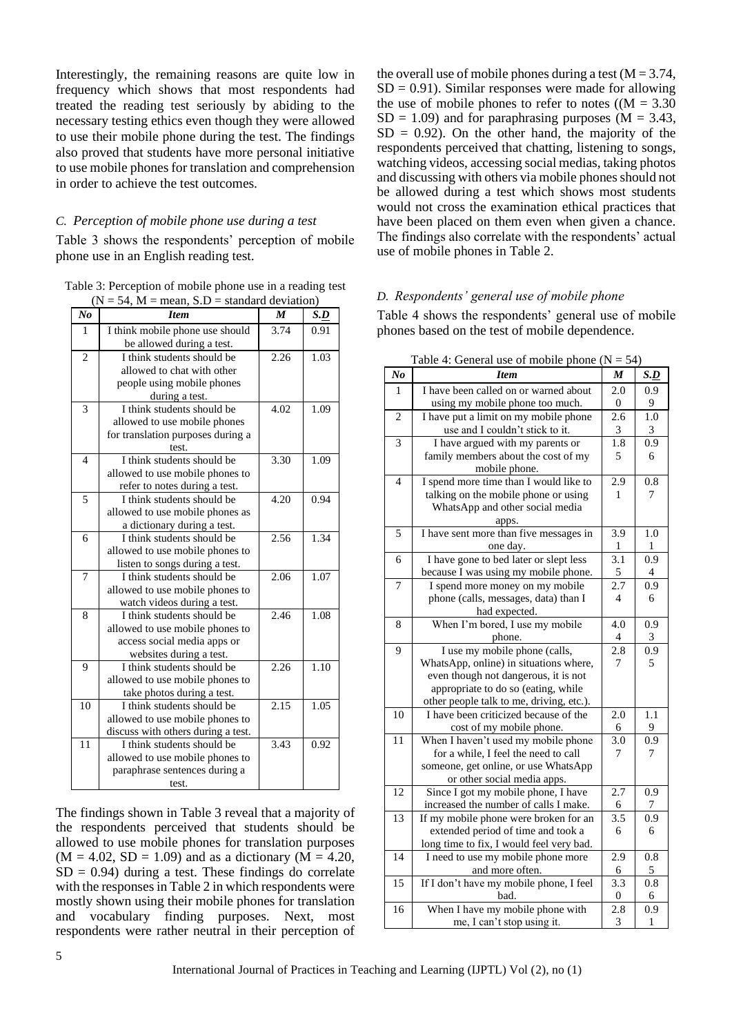Interestingly, the remaining reasons are quite low in frequency which shows that most respondents had treated the reading test seriously by abiding to the necessary testing ethics even though they were allowed to use their mobile phone during the test. The findings also proved that students have more personal initiative to use mobile phones for translation and comprehension in order to achieve the test outcomes.

### *C. Perception of mobile phone use during a test*

Table 3 shows the respondents' perception of mobile phone use in an English reading test.

Table 3: Perception of mobile phone use in a reading test (N = 54, M = mean, S.D = standard deviation)

| No | Item | M | S.D |
|---|---|---|---|
| 1 | I think mobile phone use should be allowed during a test. | 3.74 | 0.91 |
| 2 | I think students should be allowed to chat with other people using mobile phones during a test. | 2.26 | 1.03 |
| 3 | I think students should be allowed to use mobile phones for translation purposes during a test. | 4.02 | 1.09 |
| 4 | I think students should be allowed to use mobile phones to refer to notes during a test. | 3.30 | 1.09 |
| 5 | I think students should be allowed to use mobile phones as a dictionary during a test. | 4.20 | 0.94 |
| 6 | I think students should be allowed to use mobile phones to listen to songs during a test. | 2.56 | 1.34 |
| 7 | I think students should be allowed to use mobile phones to watch videos during a test. | 2.06 | 1.07 |
| 8 | I think students should be allowed to use mobile phones to access social media apps or websites during a test. | 2.46 | 1.08 |
| 9 | I think students should be allowed to use mobile phones to take photos during a test. | 2.26 | 1.10 |
| 10 | I think students should be allowed to use mobile phones to discuss with others during a test. | 2.15 | 1.05 |
| 11 | I think students should be allowed to use mobile phones to paraphrase sentences during a test. | 3.43 | 0.92 |

The findings shown in Table 3 reveal that a majority of the respondents perceived that students should be allowed to use mobile phones for translation purposes (M = 4.02, SD = 1.09) and as a dictionary (M = 4.20, SD = 0.94) during a test. These findings do correlate with the responses in Table 2 in which respondents were mostly shown using their mobile phones for translation and vocabulary finding purposes. Next, most respondents were rather neutral in their perception of the overall use of mobile phones during a test (M = 3.74, SD = 0.91). Similar responses were made for allowing the use of mobile phones to refer to notes ((M = 3.30 SD = 1.09) and for paraphrasing purposes (M = 3.43, SD = 0.92). On the other hand, the majority of the respondents perceived that chatting, listening to songs, watching videos, accessing social medias, taking photos and discussing with others via mobile phones should not be allowed during a test which shows most students would not cross the examination ethical practices that have been placed on them even when given a chance. The findings also correlate with the respondents' actual use of mobile phones in Table 2.

### *D. Respondents' general use of mobile phone*

Table 4 shows the respondents' general use of mobile phones based on the test of mobile dependence.

Table 4: General use of mobile phone (N = 54)

| No | Item | M | S.D |
|---|---|---|---|
| 1 | I have been called on or warned about using my mobile phone too much. | 2.00 | 0.99 |
| 2 | I have put a limit on my mobile phone use and I couldn't stick to it. | 2.63 | 1.03 |
| 3 | I have argued with my parents or family members about the cost of my mobile phone. | 1.85 | 0.96 |
| 4 | I spend more time than I would like to talking on the mobile phone or using WhatsApp and other social media apps. | 2.91 | 0.87 |
| 5 | I have sent more than five messages in one day. | 3.91 | 1.01 |
| 6 | I have gone to bed later or slept less because I was using my mobile phone. | 3.15 | 0.94 |
| 7 | I spend more money on my mobile phone (calls, messages, data) than I had expected. | 2.74 | 0.96 |
| 8 | When I'm bored, I use my mobile phone. | 4.04 | 0.93 |
| 9 | I use my mobile phone (calls, WhatsApp, online) in situations where, even though not dangerous, it is not appropriate to do so (eating, while other people talk to me, driving, etc.). | 2.87 | 0.95 |
| 10 | I have been criticized because of the cost of my mobile phone. | 2.06 | 1.19 |
| 11 | When I haven't used my mobile phone for a while, I feel the need to call someone, get online, or use WhatsApp or other social media apps. | 3.07 | 0.97 |
| 12 | Since I got my mobile phone, I have increased the number of calls I make. | 2.76 | 0.97 |
| 13 | If my mobile phone were broken for an extended period of time and took a long time to fix, I would feel very bad. | 3.56 | 0.96 |
| 14 | I need to use my mobile phone more and more often. | 2.96 | 0.85 |
| 15 | If I don't have my mobile phone, I feel bad. | 3.30 | 0.86 |
| 16 | When I have my mobile phone with me, I can't stop using it. | 2.83 | 0.91 |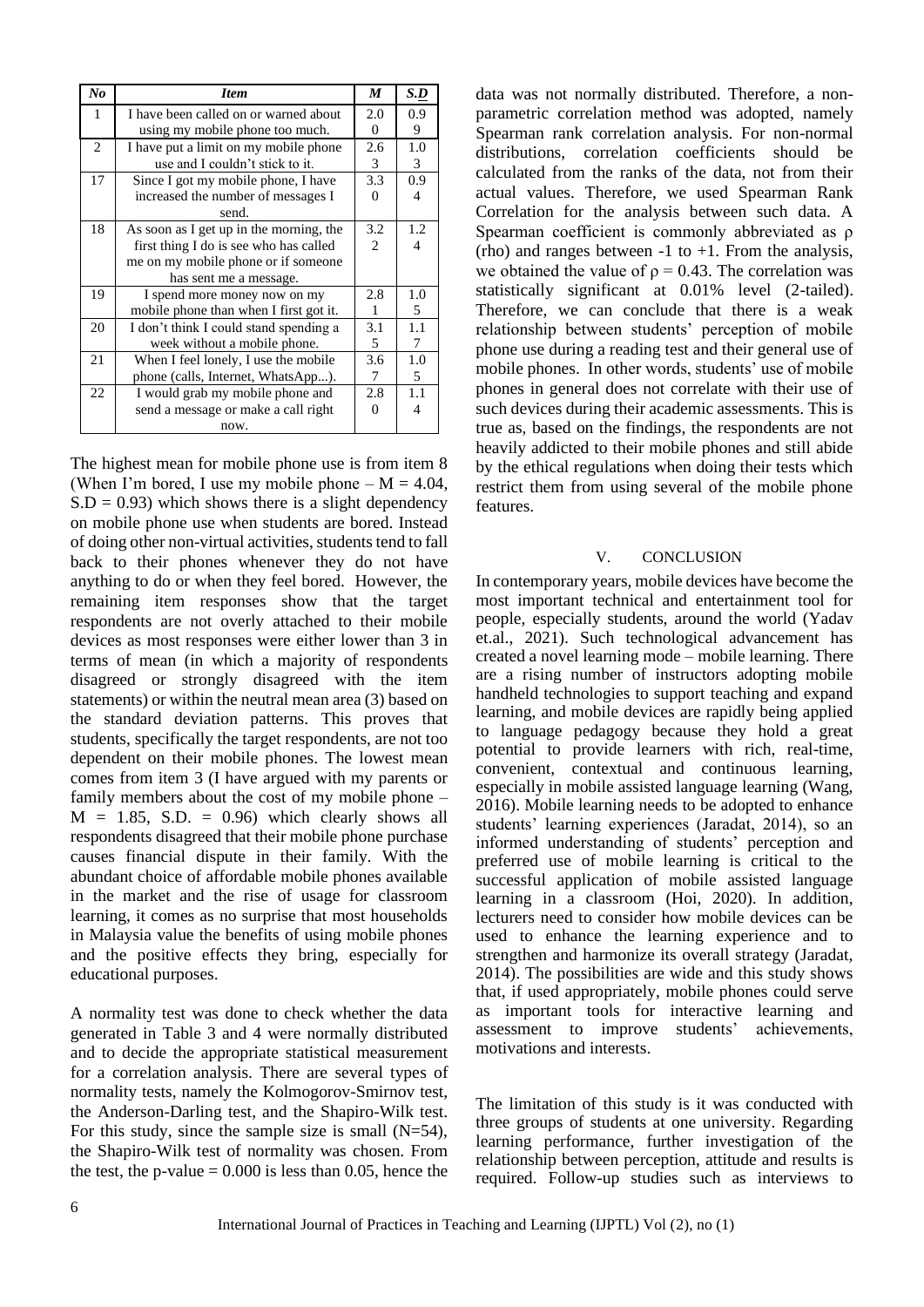| No | Item | M | S.D |
|---|---|---|---|
| 1 | I have been called on or warned about using my mobile phone too much. | 2.00 | 0.99 |
| 2 | I have put a limit on my mobile phone use and I couldn't stick to it. | 2.63 | 1.03 |
| 17 | Since I got my mobile phone, I have increased the number of messages I send. | 3.30 | 0.94 |
| 18 | As soon as I get up in the morning, the first thing I do is see who has called me on my mobile phone or if someone has sent me a message. | 3.22 | 1.24 |
| 19 | I spend more money now on my mobile phone than when I first got it. | 2.81 | 1.05 |
| 20 | I don't think I could stand spending a week without a mobile phone. | 3.15 | 1.17 |
| 21 | When I feel lonely, I use the mobile phone (calls, Internet, WhatsApp...). | 3.67 | 1.05 |
| 22 | I would grab my mobile phone and send a message or make a call right now. | 2.80 | 1.14 |

The highest mean for mobile phone use is from item 8 (When I'm bored, I use my mobile phone – M = 4.04, S.D = 0.93) which shows there is a slight dependency on mobile phone use when students are bored. Instead of doing other non-virtual activities, students tend to fall back to their phones whenever they do not have anything to do or when they feel bored. However, the remaining item responses show that the target respondents are not overly attached to their mobile devices as most responses were either lower than 3 in terms of mean (in which a majority of respondents disagreed or strongly disagreed with the item statements) or within the neutral mean area (3) based on the standard deviation patterns. This proves that students, specifically the target respondents, are not too dependent on their mobile phones. The lowest mean comes from item 3 (I have argued with my parents or family members about the cost of my mobile phone – M = 1.85, S.D. = 0.96) which clearly shows all respondents disagreed that their mobile phone purchase causes financial dispute in their family. With the abundant choice of affordable mobile phones available in the market and the rise of usage for classroom learning, it comes as no surprise that most households in Malaysia value the benefits of using mobile phones and the positive effects they bring, especially for educational purposes.

A normality test was done to check whether the data generated in Table 3 and 4 were normally distributed and to decide the appropriate statistical measurement for a correlation analysis. There are several types of normality tests, namely the Kolmogorov-Smirnov test, the Anderson-Darling test, and the Shapiro-Wilk test. For this study, since the sample size is small (N=54), the Shapiro-Wilk test of normality was chosen. From the test, the p-value = 0.000 is less than 0.05, hence the data was not normally distributed. Therefore, a non-parametric correlation method was adopted, namely Spearman rank correlation analysis. For non-normal distributions, correlation coefficients should be calculated from the ranks of the data, not from their actual values. Therefore, we used Spearman Rank Correlation for the analysis between such data. A Spearman coefficient is commonly abbreviated as $\rho$ (rho) and ranges between -1 to +1. From the analysis, we obtained the value of $\rho = 0.43$. The correlation was statistically significant at 0.01% level (2-tailed). Therefore, we can conclude that there is a weak relationship between students' perception of mobile phone use during a reading test and their general use of mobile phones. In other words, students' use of mobile phones in general does not correlate with their use of such devices during their academic assessments. This is true as, based on the findings, the respondents are not heavily addicted to their mobile phones and still abide by the ethical regulations when doing their tests which restrict them from using several of the mobile phone features.

## V. CONCLUSION

In contemporary years, mobile devices have become the most important technical and entertainment tool for people, especially students, around the world (Yadav et.al., 2021). Such technological advancement has created a novel learning mode – mobile learning. There are a rising number of instructors adopting mobile handheld technologies to support teaching and expand learning, and mobile devices are rapidly being applied to language pedagogy because they hold a great potential to provide learners with rich, real-time, convenient, contextual and continuous learning, especially in mobile assisted language learning (Wang, 2016). Mobile learning needs to be adopted to enhance students' learning experiences (Jaradat, 2014), so an informed understanding of students' perception and preferred use of mobile learning is critical to the successful application of mobile assisted language learning in a classroom (Hoi, 2020). In addition, lecturers need to consider how mobile devices can be used to enhance the learning experience and to strengthen and harmonize its overall strategy (Jaradat, 2014). The possibilities are wide and this study shows that, if used appropriately, mobile phones could serve as important tools for interactive learning and assessment to improve students' achievements, motivations and interests.

The limitation of this study is it was conducted with three groups of students at one university. Regarding learning performance, further investigation of the relationship between perception, attitude and results is required. Follow-up studies such as interviews to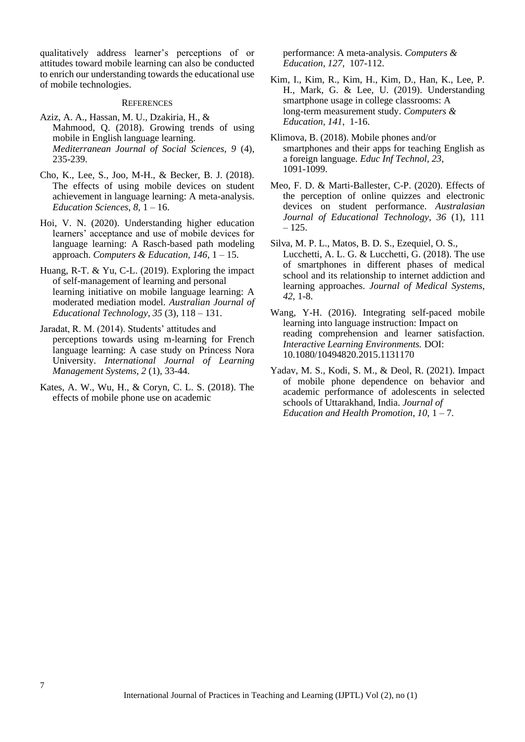qualitatively address learner's perceptions of or attitudes toward mobile learning can also be conducted to enrich our understanding towards the educational use of mobile technologies.

## REFERENCES

Aziz, A. A., Hassan, M. U., Dzakiria, H., & Mahmood, Q. (2018). Growing trends of using mobile in English language learning. *Mediterranean Journal of Social Sciences, 9* (4), 235-239.

Cho, K., Lee, S., Joo, M-H., & Becker, B. J. (2018). The effects of using mobile devices on student achievement in language learning: A meta-analysis. *Education Sciences, 8*, 1 – 16.

Hoi, V. N. (2020). Understanding higher education learners' acceptance and use of mobile devices for language learning: A Rasch-based path modeling approach. *Computers & Education, 146*, 1 – 15.

Huang, R-T. & Yu, C-L. (2019). Exploring the impact of self-management of learning and personal learning initiative on mobile language learning: A moderated mediation model. *Australian Journal of Educational Technology, 35* (3), 118 – 131.

Jaradat, R. M. (2014). Students' attitudes and perceptions towards using m-learning for French language learning: A case study on Princess Nora University. *International Journal of Learning Management Systems, 2* (1), 33-44.

Kates, A. W., Wu, H., & Coryn, C. L. S. (2018). The effects of mobile phone use on academic performance: A meta-analysis. *Computers & Education, 127*, 107-112.

Kim, I., Kim, R., Kim, H., Kim, D., Han, K., Lee, P. H., Mark, G. & Lee, U. (2019). Understanding smartphone usage in college classrooms: A long-term measurement study. *Computers & Education, 141*, 1-16.

Klimova, B. (2018). Mobile phones and/or smartphones and their apps for teaching English as a foreign language. *Educ Inf Technol, 23*, 1091-1099.

Meo, F. D. & Marti-Ballester, C-P. (2020). Effects of the perception of online quizzes and electronic devices on student performance. *Australasian Journal of Educational Technology, 36* (1), 111 – 125.

Silva, M. P. L., Matos, B. D. S., Ezequiel, O. S., Lucchetti, A. L. G. & Lucchetti, G. (2018). The use of smartphones in different phases of medical school and its relationship to internet addiction and learning approaches. *Journal of Medical Systems, 42*, 1-8.

Wang, Y-H. (2016). Integrating self-paced mobile learning into language instruction: Impact on reading comprehension and learner satisfaction. *Interactive Learning Environments.* DOI: 10.1080/10494820.2015.1131170

Yadav, M. S., Kodi, S. M., & Deol, R. (2021). Impact of mobile phone dependence on behavior and academic performance of adolescents in selected schools of Uttarakhand, India. *Journal of Education and Health Promotion, 10*, 1 – 7.